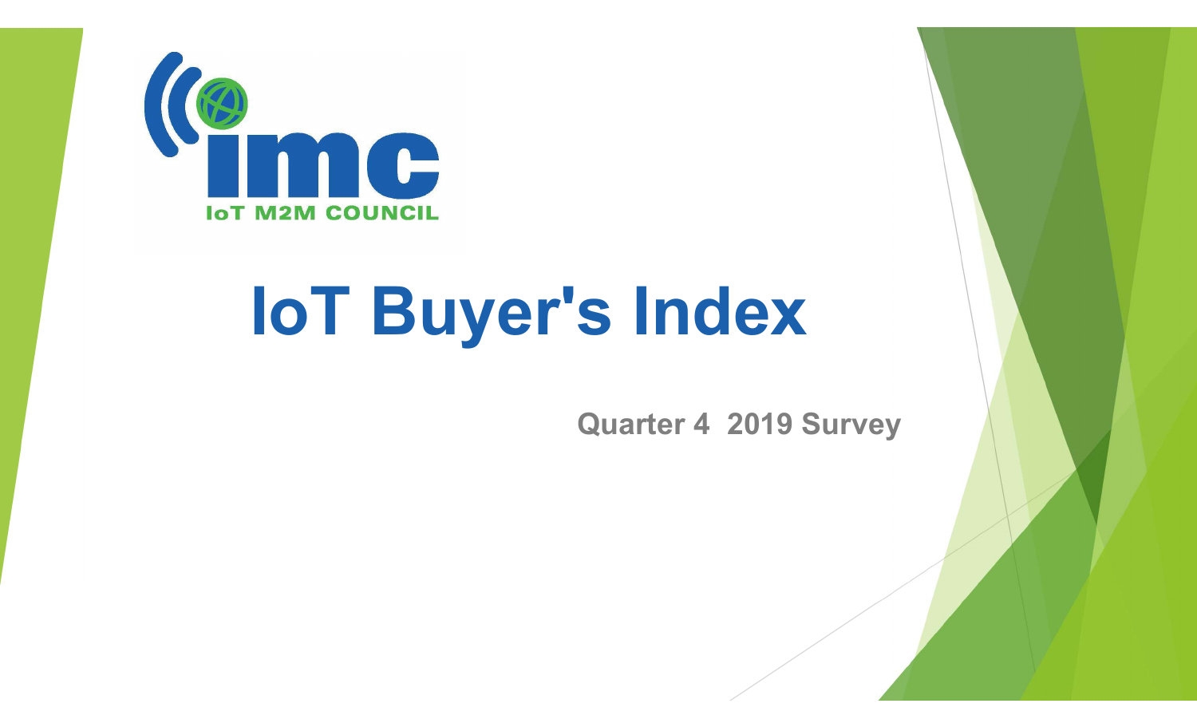imc

IoT M2M COUNCIL

# IoT Buyer's Index

Quarter 4 2019 Survey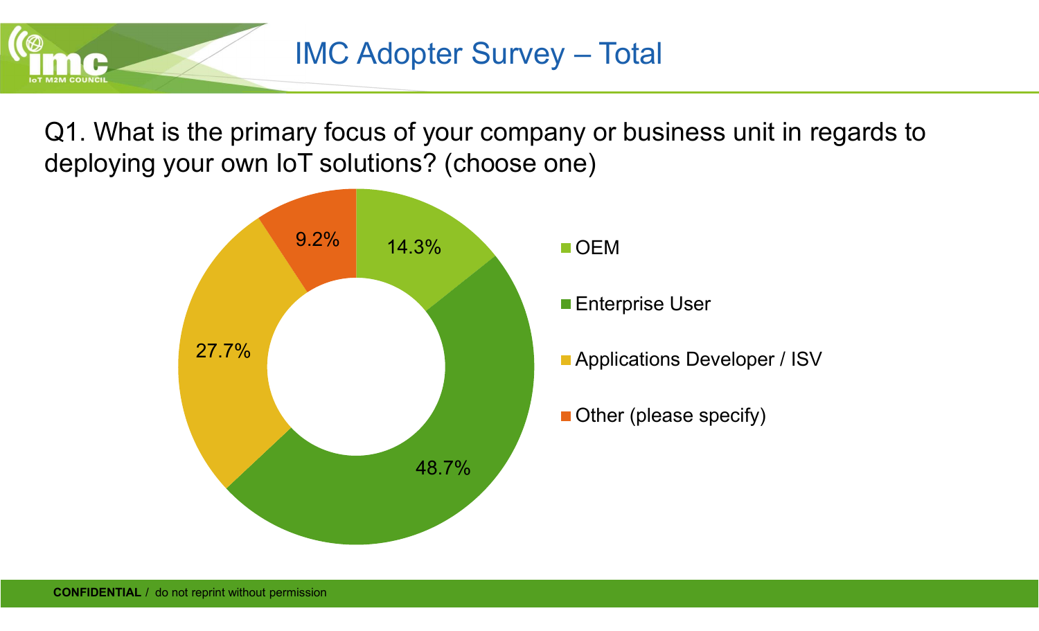# IMC Adopter Survey – Total

Q1. What is the primary focus of your company or business unit in regards to deploying your own IoT solutions? (choose one)

| Response | Percentage |
| --- | --- |
| OEM | 14.3% |
| Enterprise User | 48.7% |
| Applications Developer / ISV | 27.7% |
| Other (please specify) | 9.2% |

**CONFIDENTIAL** / do not reprint without permission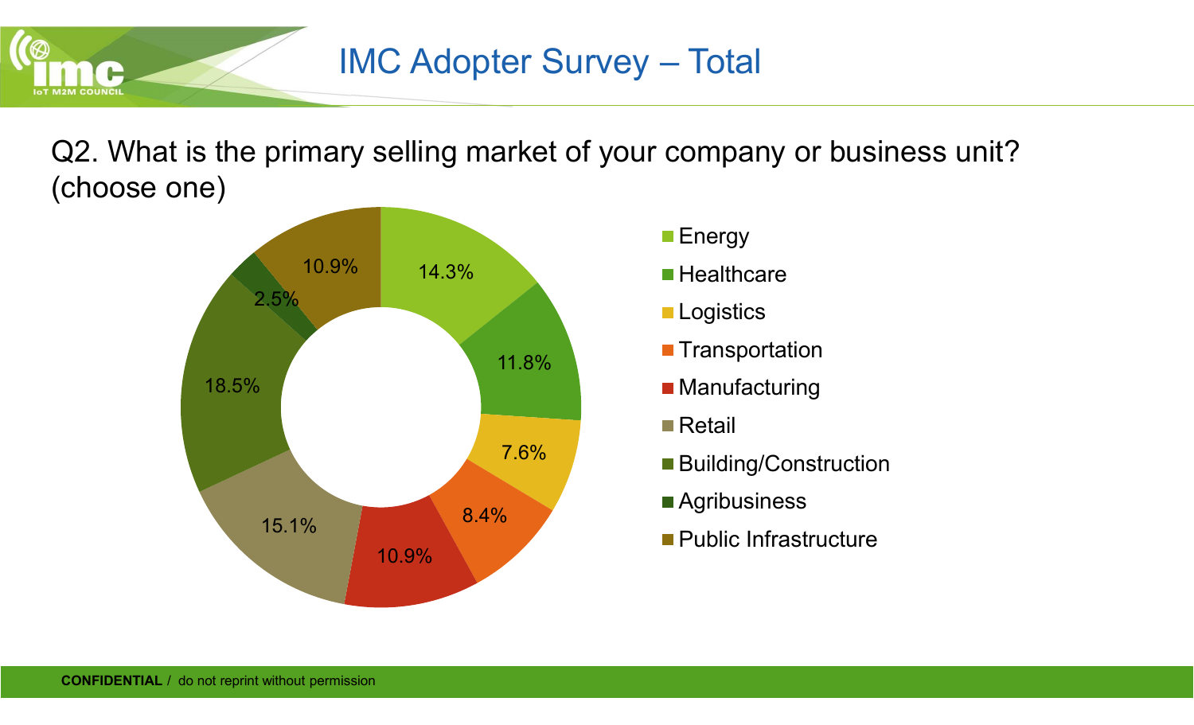# IMC Adopter Survey – Total

Q2. What is the primary selling market of your company or business unit? (choose one)

| Market | Percentage |
|---|---|
| Energy | 14.3% |
| Healthcare | 11.8% |
| Logistics | 7.6% |
| Transportation | 8.4% |
| Manufacturing | 10.9% |
| Retail | 15.1% |
| Building/Construction | 18.5% |
| Agribusiness | 2.5% |
| Public Infrastructure | 10.9% |

**CONFIDENTIAL** / do not reprint without permission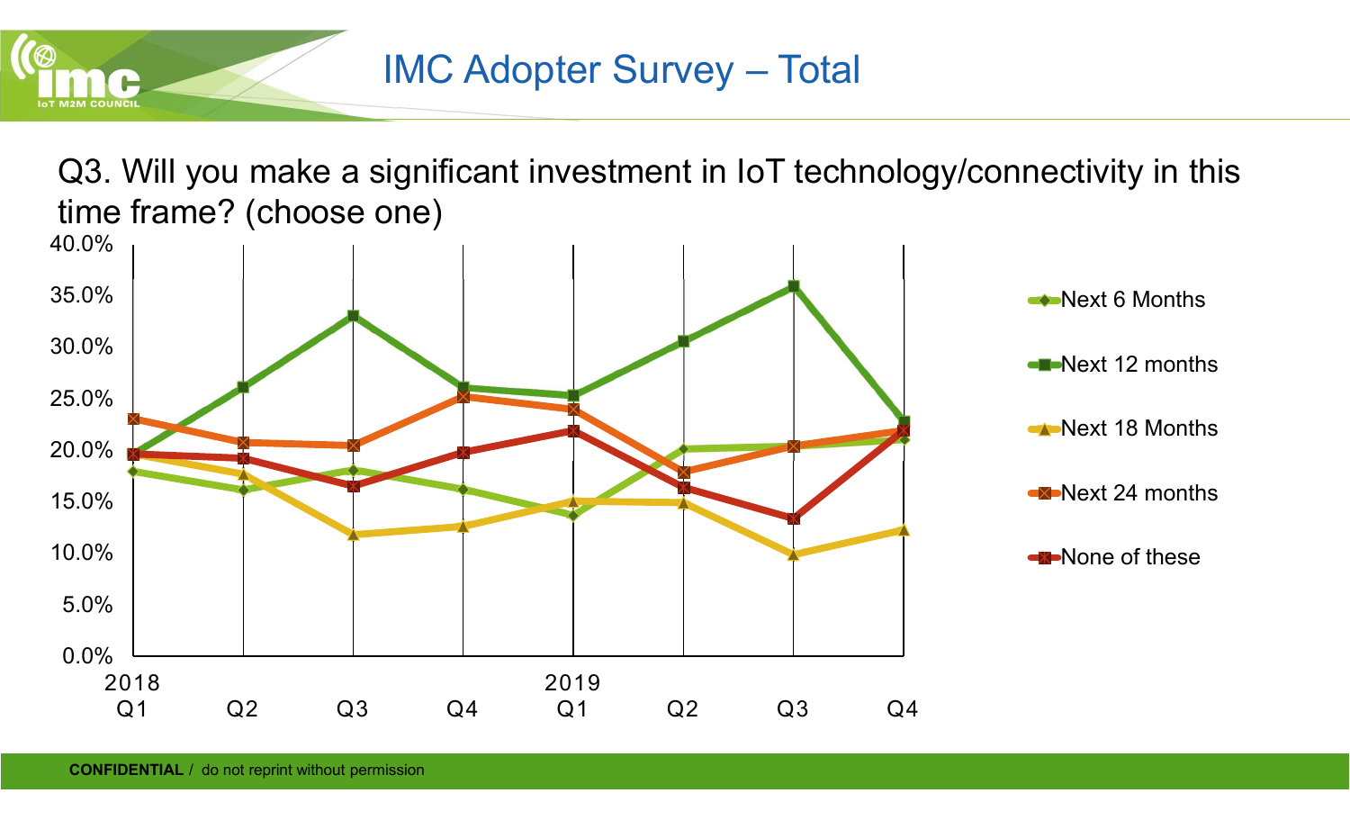# IMC Adopter Survey – Total

Q3. Will you make a significant investment in IoT technology/connectivity in this time frame? (choose one)

- Next 6 Months
- Next 12 months
- Next 18 Months
- Next 24 months
- None of these

40.0%
35.0%
30.0%
25.0%
20.0%
15.0%
10.0%
5.0%
0.0%

2018 Q1 | Q2 | Q3 | Q4 | 2019 Q1 | Q2 | Q3 | Q4

**CONFIDENTIAL** / do not reprint without permission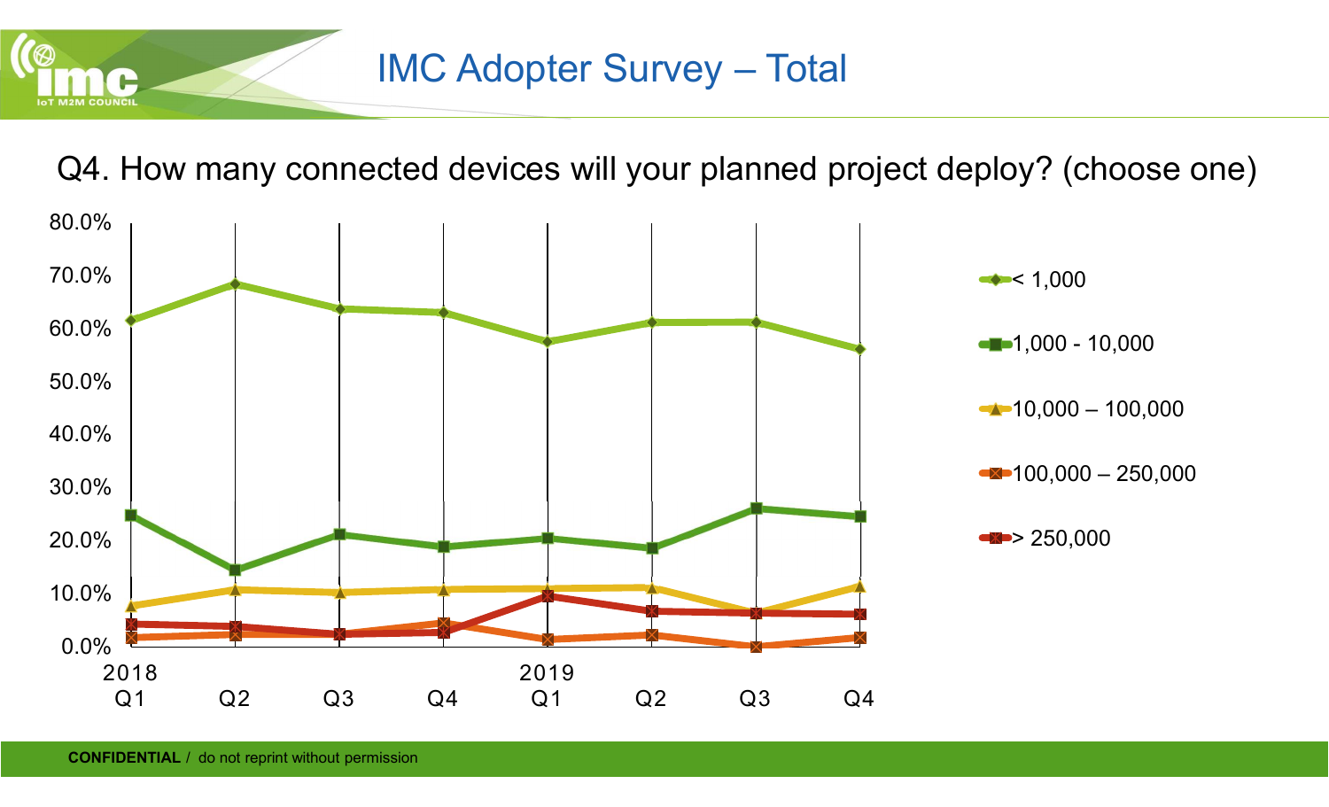# IMC Adopter Survey – Total

## Q4. How many connected devices will your planned project deploy? (choose one)

80.0%
70.0%
60.0%
50.0%
40.0%
30.0%
20.0%
10.0%
0.0%

2018 Q1 | Q2 | Q3 | Q4 | 2019 Q1 | Q2 | Q3 | Q4

- < 1,000
- 1,000 - 10,000
- 10,000 – 100,000
- 100,000 – 250,000
- > 250,000

**CONFIDENTIAL** / do not reprint without permission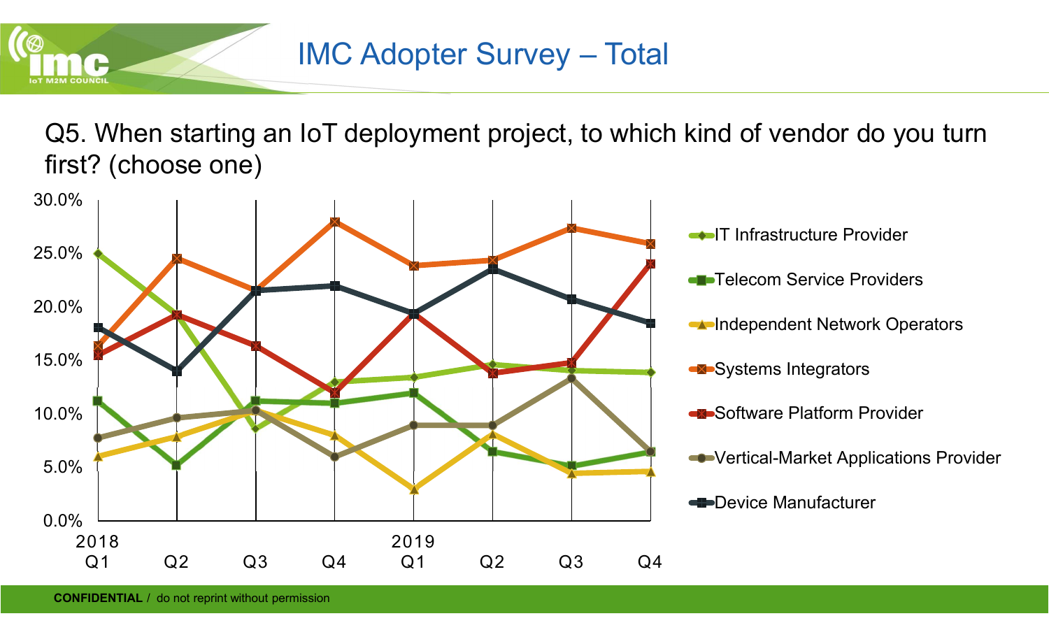# IMC Adopter Survey – Total

Q5. When starting an IoT deployment project, to which kind of vendor do you turn first? (choose one)

| | 2018 Q1 | Q2 | Q3 | Q4 | 2019 Q1 | Q2 | Q3 | Q4 |
|---|---|---|---|---|---|---|---|---|
| IT Infrastructure Provider | 25.0% | 19.4% | 8.6% | 13.0% | 13.4% | 14.6% | 14.0% | 13.8% |
| Telecom Service Providers | 11.2% | 5.2% | 11.2% | 11.0% | 12.0% | 6.5% | 5.2% | 6.5% |
| Independent Network Operators | 6.0% | 7.9% | 10.2% | 8.0% | 2.9% | 8.1% | 4.4% | 4.6% |
| Systems Integrators | 16.3% | 24.6% | 21.6% | 28.0% | 23.9% | 24.4% | 27.4% | 25.9% |
| Software Platform Provider | 15.5% | 19.3% | 16.4% | 12.0% | 19.4% | 13.8% | 14.8% | 24.1% |
| Vertical-Market Applications Provider | 7.8% | 9.7% | 10.4% | 6.0% | 9.0% | 9.0% | 13.3% | 6.5% |
| Device Manufacturer | 18.1% | 14.0% | 21.6% | 22.0% | 19.4% | 23.6% | 20.7% | 18.5% |

**CONFIDENTIAL** / do not reprint without permission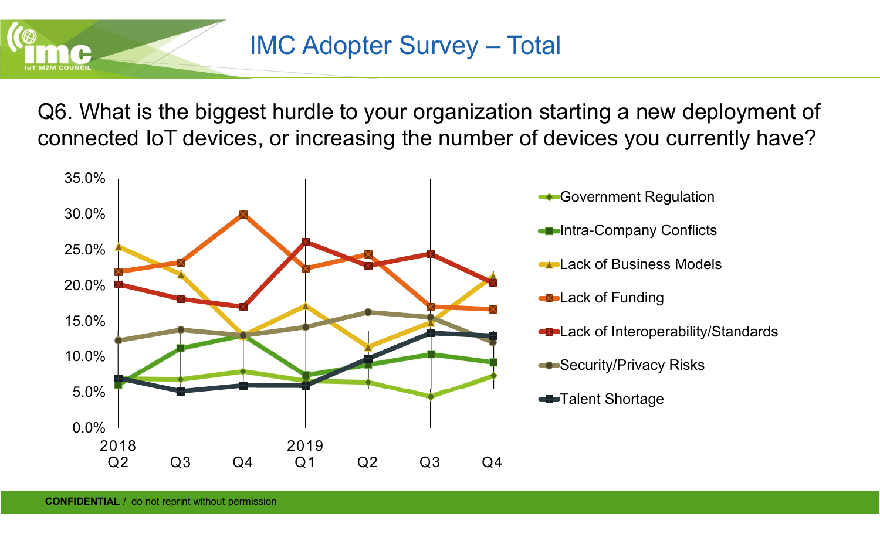# IMC Adopter Survey – Total

Q6. What is the biggest hurdle to your organization starting a new deployment of connected IoT devices, or increasing the number of devices you currently have?

35.0%
30.0%
25.0%
20.0%
15.0%
10.0%
5.0%
0.0%

2018 Q2 | Q3 | Q4 | 2019 Q1 | Q2 | Q3 | Q4

- Government Regulation
- Intra-Company Conflicts
- Lack of Business Models
- Lack of Funding
- Lack of Interoperability/Standards
- Security/Privacy Risks
- Talent Shortage

**CONFIDENTIAL** / do not reprint without permission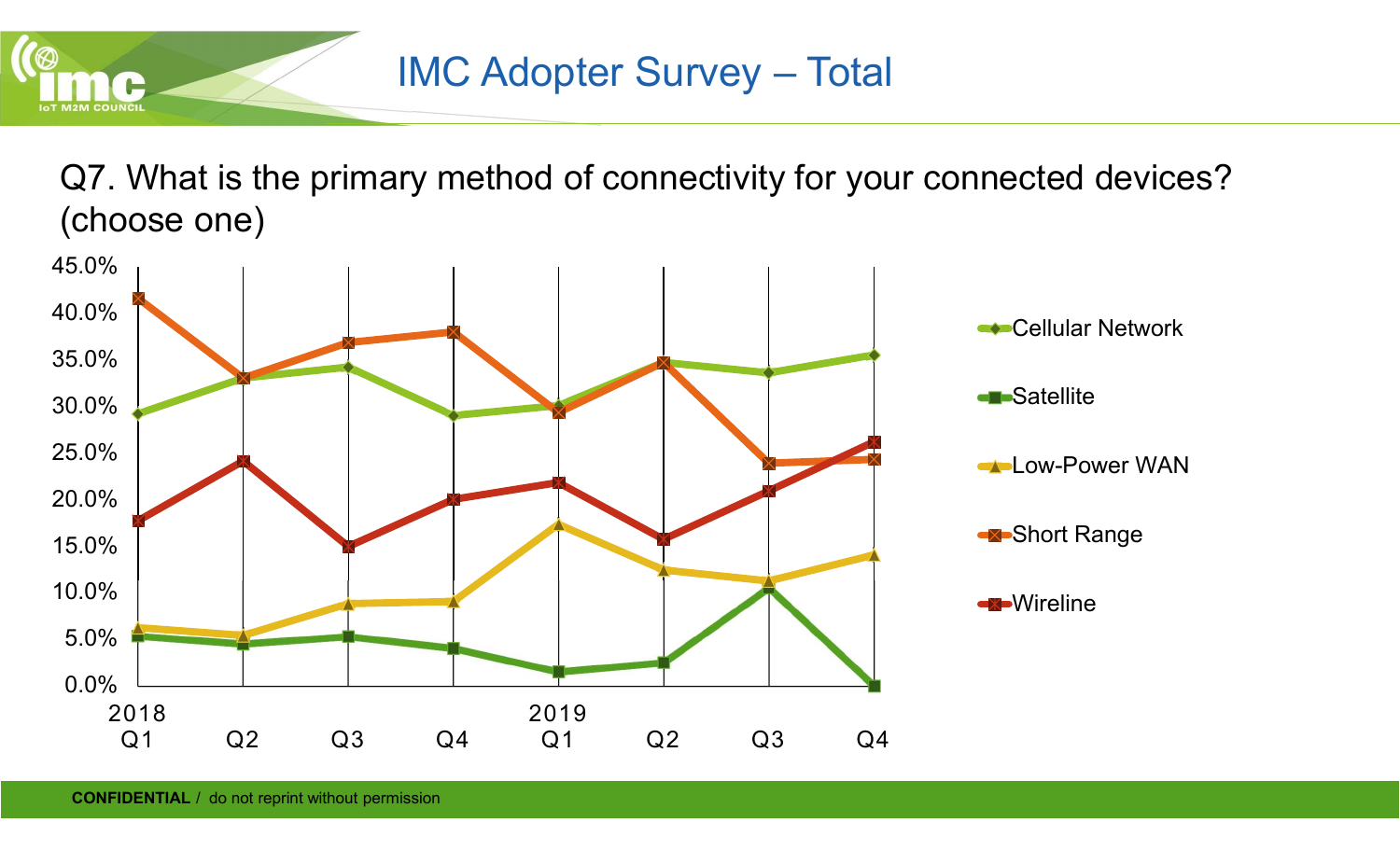# IMC Adopter Survey – Total

Q7. What is the primary method of connectivity for your connected devices? (choose one)

CONFIDENTIAL / do not reprint without permission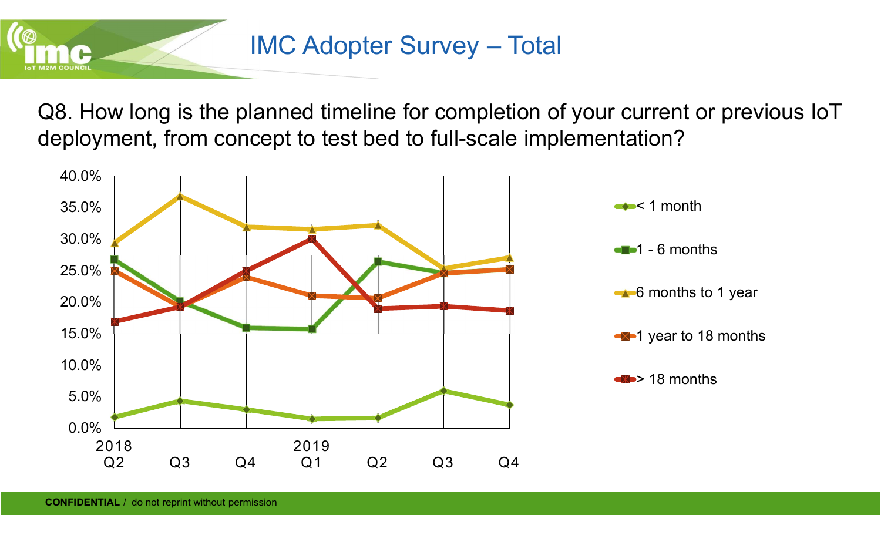# IMC Adopter Survey – Total

Q8. How long is the planned timeline for completion of your current or previous IoT deployment, from concept to test bed to full-scale implementation?

40.0%
35.0%
30.0%
25.0%
20.0%
15.0%
10.0%
5.0%
0.0%

2018 Q2
Q3
Q4
2019 Q1
Q2
Q3
Q4

< 1 month
1 - 6 months
6 months to 1 year
1 year to 18 months
> 18 months

**CONFIDENTIAL** / do not reprint without permission